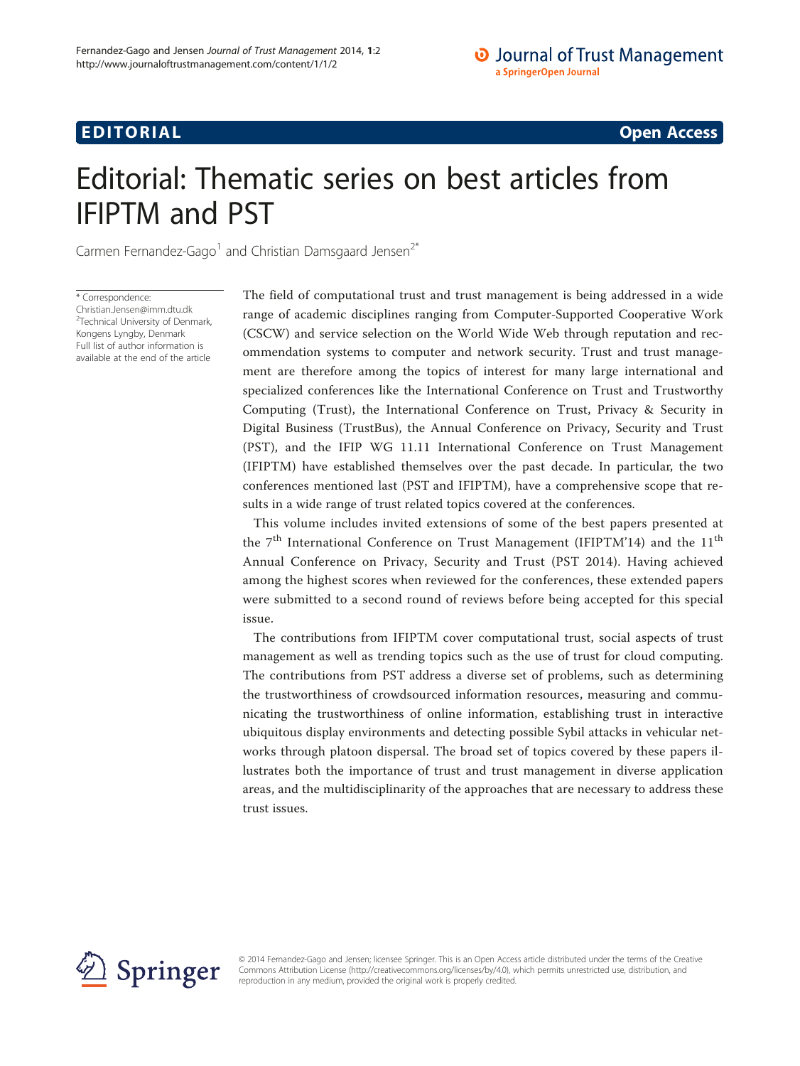**EDITORIAL** **Open Access**

# Editorial: Thematic series on best articles from IFIPTM and PST

Carmen Fernandez-Gago[1] and Christian Damsgaard Jensen[2*]

\* Correspondence:
Christian.Jensen@imm.dtu.dk
[2]Technical University of Denmark, Kongens Lyngby, Denmark
Full list of author information is available at the end of the article

The field of computational trust and trust management is being addressed in a wide range of academic disciplines ranging from Computer-Supported Cooperative Work (CSCW) and service selection on the World Wide Web through reputation and recommendation systems to computer and network security. Trust and trust management are therefore among the topics of interest for many large international and specialized conferences like the International Conference on Trust and Trustworthy Computing (Trust), the International Conference on Trust, Privacy & Security in Digital Business (TrustBus), the Annual Conference on Privacy, Security and Trust (PST), and the IFIP WG 11.11 International Conference on Trust Management (IFIPTM) have established themselves over the past decade. In particular, the two conferences mentioned last (PST and IFIPTM), have a comprehensive scope that results in a wide range of trust related topics covered at the conferences.

This volume includes invited extensions of some of the best papers presented at the 7$^{th}$ International Conference on Trust Management (IFIPTM'14) and the 11$^{th}$ Annual Conference on Privacy, Security and Trust (PST 2014). Having achieved among the highest scores when reviewed for the conferences, these extended papers were submitted to a second round of reviews before being accepted for this special issue.

The contributions from IFIPTM cover computational trust, social aspects of trust management as well as trending topics such as the use of trust for cloud computing. The contributions from PST address a diverse set of problems, such as determining the trustworthiness of crowdsourced information resources, measuring and communicating the trustworthiness of online information, establishing trust in interactive ubiquitous display environments and detecting possible Sybil attacks in vehicular networks through platoon dispersal. The broad set of topics covered by these papers illustrates both the importance of trust and trust management in diverse application areas, and the multidisciplinarity of the approaches that are necessary to address these trust issues.

© 2014 Fernandez-Gago and Jensen; licensee Springer. This is an Open Access article distributed under the terms of the Creative Commons Attribution License (http://creativecommons.org/licenses/by/4.0), which permits unrestricted use, distribution, and reproduction in any medium, provided the original work is properly credited.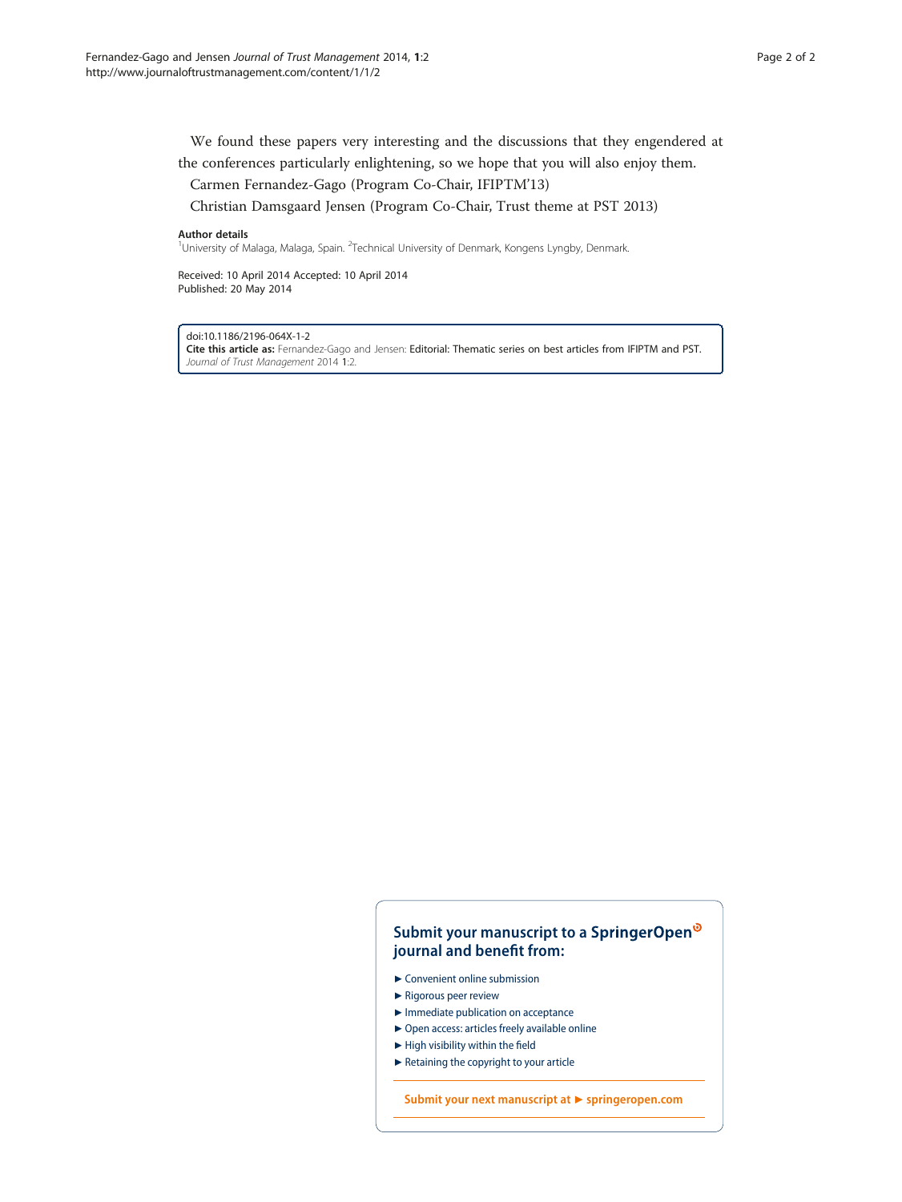We found these papers very interesting and the discussions that they engendered at the conferences particularly enlightening, so we hope that you will also enjoy them.

Carmen Fernandez-Gago (Program Co-Chair, IFIPTM'13)

Christian Damsgaard Jensen (Program Co-Chair, Trust theme at PST 2013)

**Author details**
[1]University of Malaga, Malaga, Spain. [2]Technical University of Denmark, Kongens Lyngby, Denmark.

Received: 10 April 2014 Accepted: 10 April 2014
Published: 20 May 2014

doi:10.1186/2196-064X-1-2
**Cite this article as:** Fernandez-Gago and Jensen: Editorial: Thematic series on best articles from IFIPTM and PST. *Journal of Trust Management* 2014 **1**:2.

**Submit your manuscript to a SpringerOpen journal and benefit from:**

- ► Convenient online submission
- ► Rigorous peer review
- ► Immediate publication on acceptance
- ► Open access: articles freely available online
- ► High visibility within the field
- ► Retaining the copyright to your article

**Submit your next manuscript at ► springeropen.com**